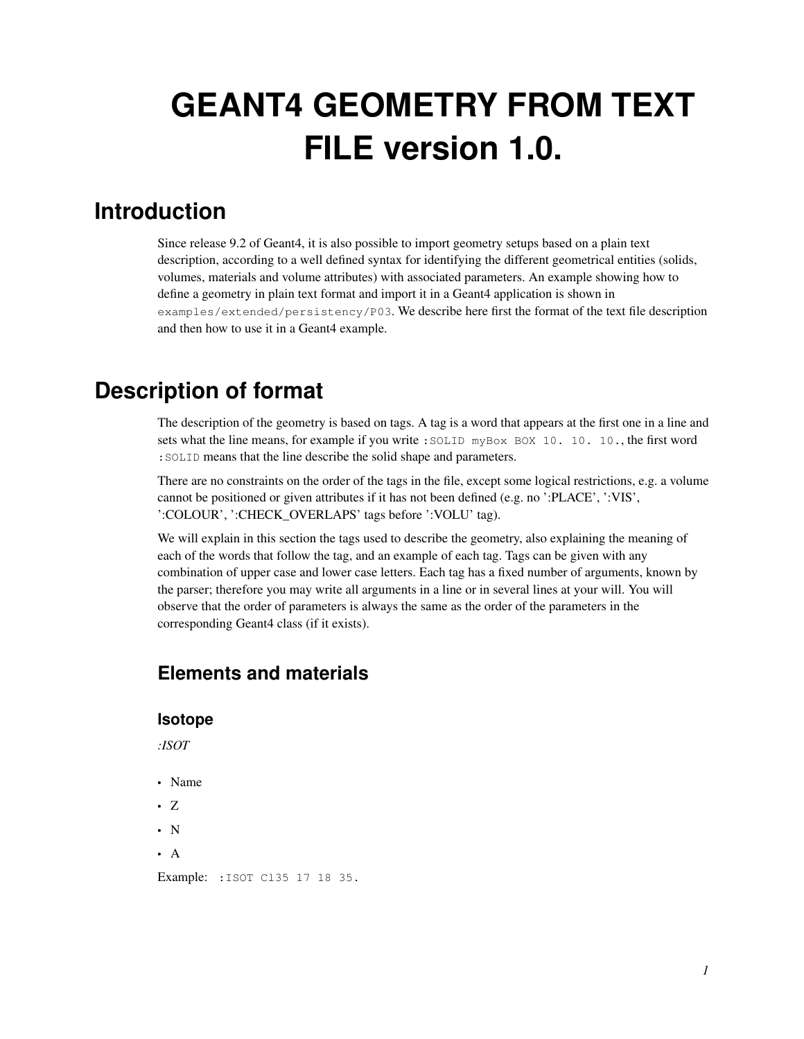# GEANT4 GEOMETRY FROM TEXT FILE version 1.0.

## Introduction

Since release 9.2 of Geant4, it is also possible to import geometry setups based on a plain text description, according to a well defined syntax for identifying the different geometrical entities (solids, volumes, materials and volume attributes) with associated parameters. An example showing how to define a geometry in plain text format and import it in a Geant4 application is shown in `examples/extended/persistency/P03`. We describe here first the format of the text file description and then how to use it in a Geant4 example.

## Description of format

The description of the geometry is based on tags. A tag is a word that appears at the first one in a line and sets what the line means, for example if you write `:SOLID myBox BOX 10. 10. 10.`, the first word `:SOLID` means that the line describe the solid shape and parameters.

There are no constraints on the order of the tags in the file, except some logical restrictions, e.g. a volume cannot be positioned or given attributes if it has not been defined (e.g. no ':PLACE', ':VIS', ':COLOUR', ':CHECK_OVERLAPS' tags before ':VOLU' tag).

We will explain in this section the tags used to describe the geometry, also explaining the meaning of each of the words that follow the tag, and an example of each tag. Tags can be given with any combination of upper case and lower case letters. Each tag has a fixed number of arguments, known by the parser; therefore you may write all arguments in a line or in several lines at your will. You will observe that the order of parameters is always the same as the order of the parameters in the corresponding Geant4 class (if it exists).

### Elements and materials

#### Isotope

*:ISOT*

- Name
- Z
- N
- A

Example: `:ISOT Cl35 17 18 35.`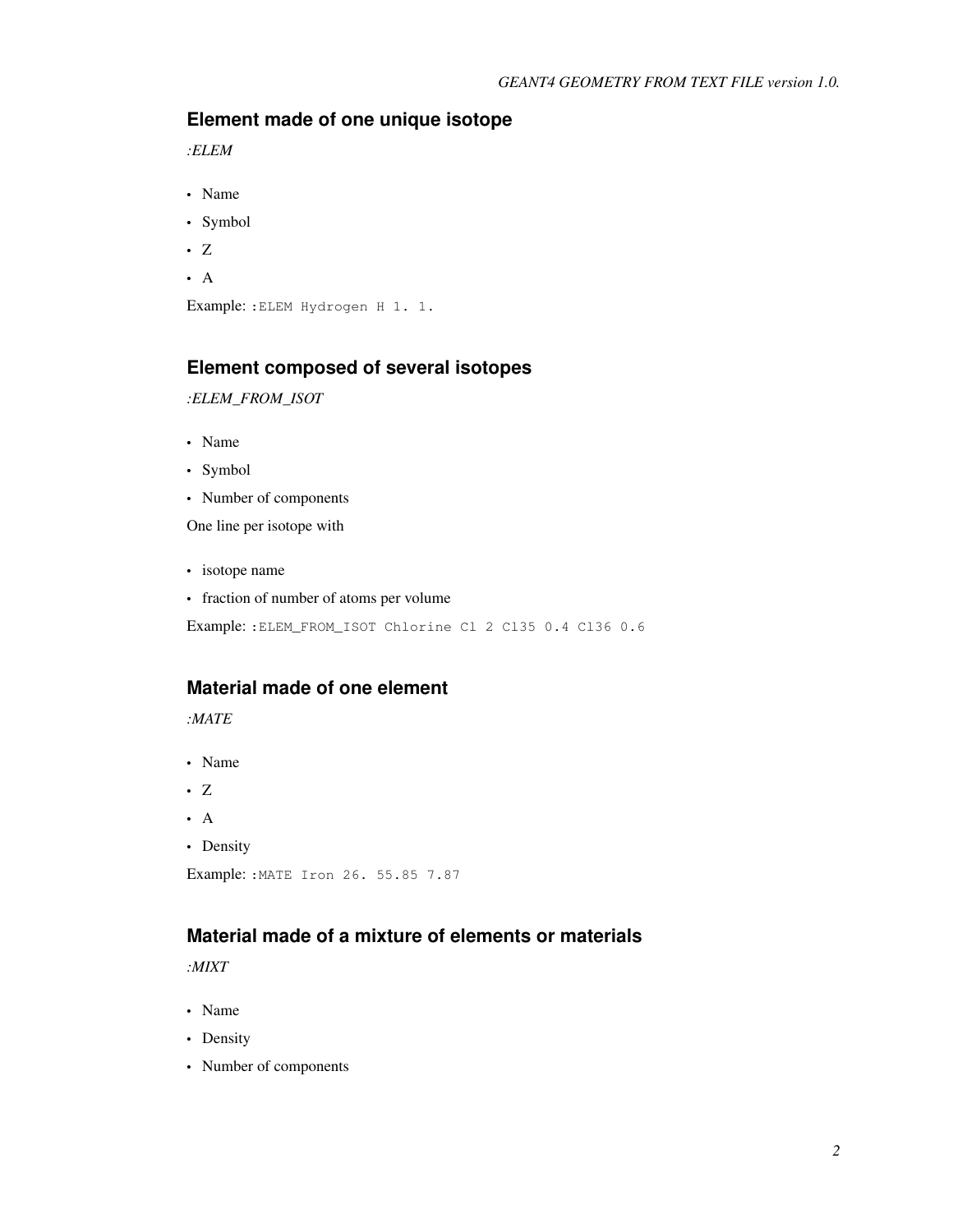## Element made of one unique isotope

*:ELEM*

- Name
- Symbol
- Z
- A

Example: `:ELEM Hydrogen H 1. 1.`

## Element composed of several isotopes

*:ELEM_FROM_ISOT*

- Name
- Symbol
- Number of components

One line per isotope with

- isotope name
- fraction of number of atoms per volume

Example: `:ELEM_FROM_ISOT Chlorine Cl 2 Cl35 0.4 Cl36 0.6`

## Material made of one element

*:MATE*

- Name
- Z
- A
- Density

Example: `:MATE Iron 26. 55.85 7.87`

## Material made of a mixture of elements or materials

*:MIXT*

- Name
- Density
- Number of components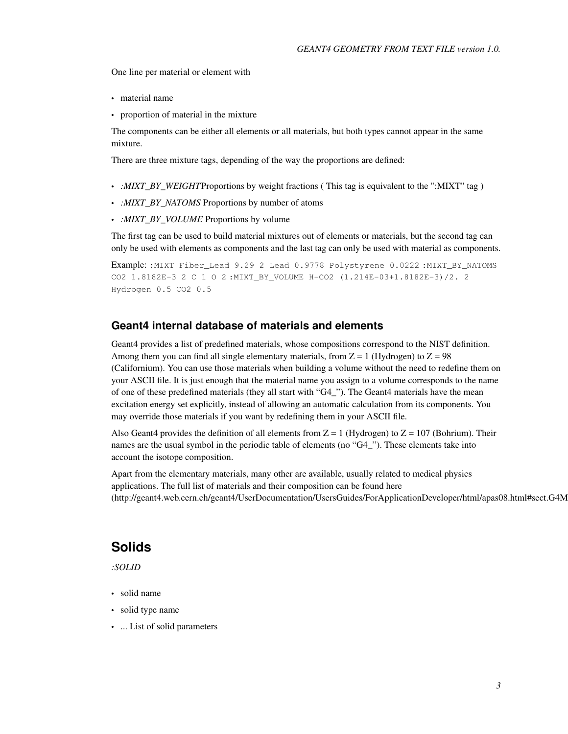One line per material or element with

- material name
- proportion of material in the mixture

The components can be either all elements or all materials, but both types cannot appear in the same mixture.

There are three mixture tags, depending of the way the proportions are defined:

- *:MIXT_BY_WEIGHT* Proportions by weight fractions ( This tag is equivalent to the ":MIXT" tag )
- *:MIXT_BY_NATOMS* Proportions by number of atoms
- *:MIXT_BY_VOLUME* Proportions by volume

The first tag can be used to build material mixtures out of elements or materials, but the second tag can only be used with elements as components and the last tag can only be used with material as components.

Example: `:MIXT Fiber_Lead 9.29 2 Lead 0.9778 Polystyrene 0.0222 :MIXT_BY_NATOMS CO2 1.8182E-3 2 C 1 O 2 :MIXT_BY_VOLUME H-CO2 (1.214E-03+1.8182E-3)/2. 2 Hydrogen 0.5 CO2 0.5`

### Geant4 internal database of materials and elements

Geant4 provides a list of predefined materials, whose compositions correspond to the NIST definition. Among them you can find all single elementary materials, from Z = 1 (Hydrogen) to Z = 98 (Californium). You can use those materials when building a volume without the need to redefine them on your ASCII file. It is just enough that the material name you assign to a volume corresponds to the name of one of these predefined materials (they all start with "G4_"). The Geant4 materials have the mean excitation energy set explicitly, instead of allowing an automatic calculation from its components. You may override those materials if you want by redefining them in your ASCII file.

Also Geant4 provides the definition of all elements from Z = 1 (Hydrogen) to Z = 107 (Bohrium). Their names are the usual symbol in the periodic table of elements (no "G4_"). These elements take into account the isotope composition.

Apart from the elementary materials, many other are available, usually related to medical physics applications. The full list of materials and their composition can be found here (http://geant4.web.cern.ch/geant4/UserDocumentation/UsersGuides/ForApplicationDeveloper/html/apas08.html#sect.G4M

## Solids

*:SOLID*

- solid name
- solid type name
- ... List of solid parameters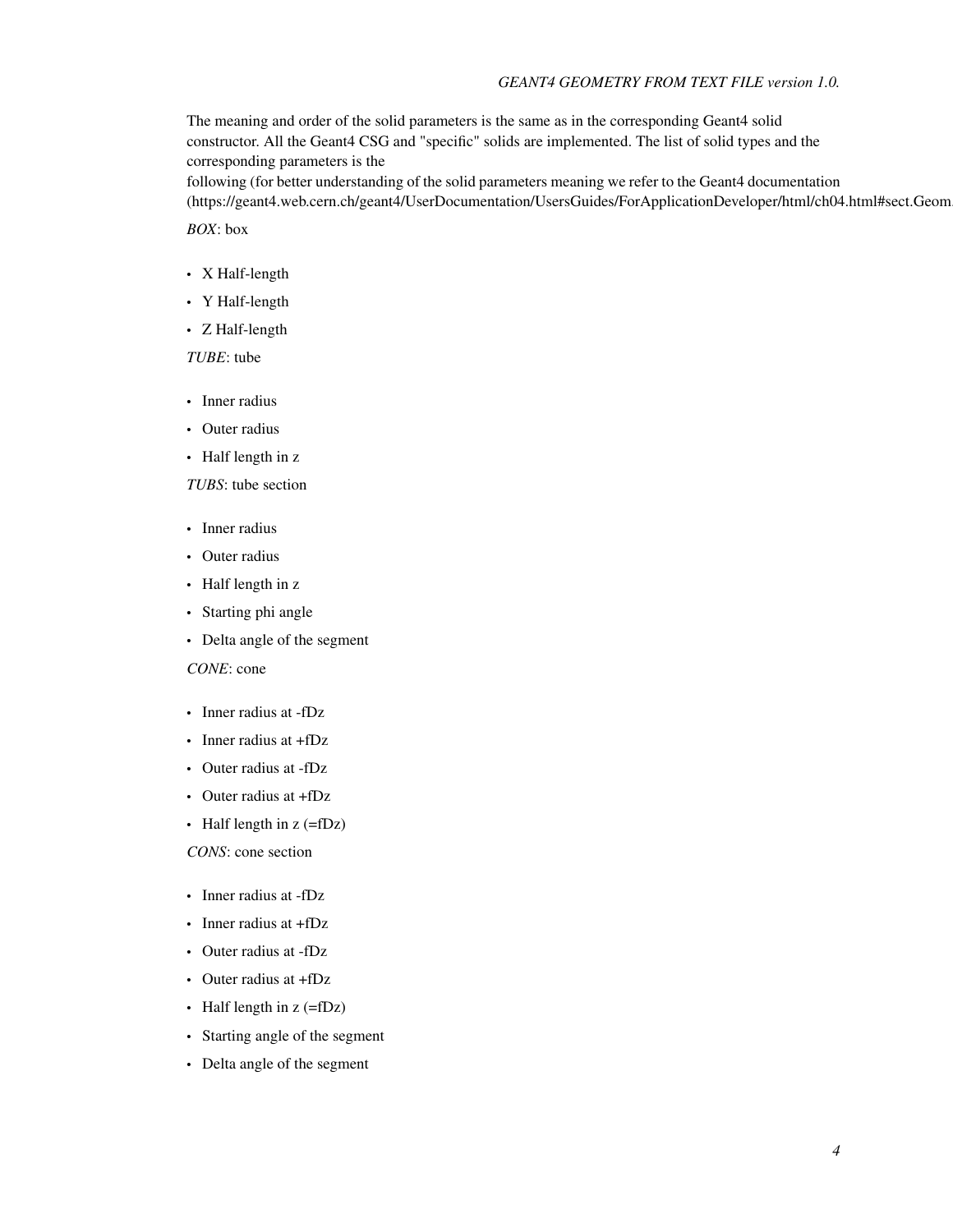The meaning and order of the solid parameters is the same as in the corresponding Geant4 solid constructor. All the Geant4 CSG and "specific" solids are implemented. The list of solid types and the corresponding parameters is the
following (for better understanding of the solid parameters meaning we refer to the Geant4 documentation (https://geant4.web.cern.ch/geant4/UserDocumentation/UsersGuides/ForApplicationDeveloper/html/ch04.html#sect.Geom

*BOX*: box

- X Half-length
- Y Half-length
- Z Half-length

*TUBE*: tube

- Inner radius
- Outer radius
- Half length in z

*TUBS*: tube section

- Inner radius
- Outer radius
- Half length in z
- Starting phi angle
- Delta angle of the segment

*CONE*: cone

- Inner radius at -fDz
- Inner radius at +fDz
- Outer radius at -fDz
- Outer radius at +fDz
- Half length in z (=fDz)

*CONS*: cone section

- Inner radius at -fDz
- Inner radius at +fDz
- Outer radius at -fDz
- Outer radius at +fDz
- Half length in z (=fDz)
- Starting angle of the segment
- Delta angle of the segment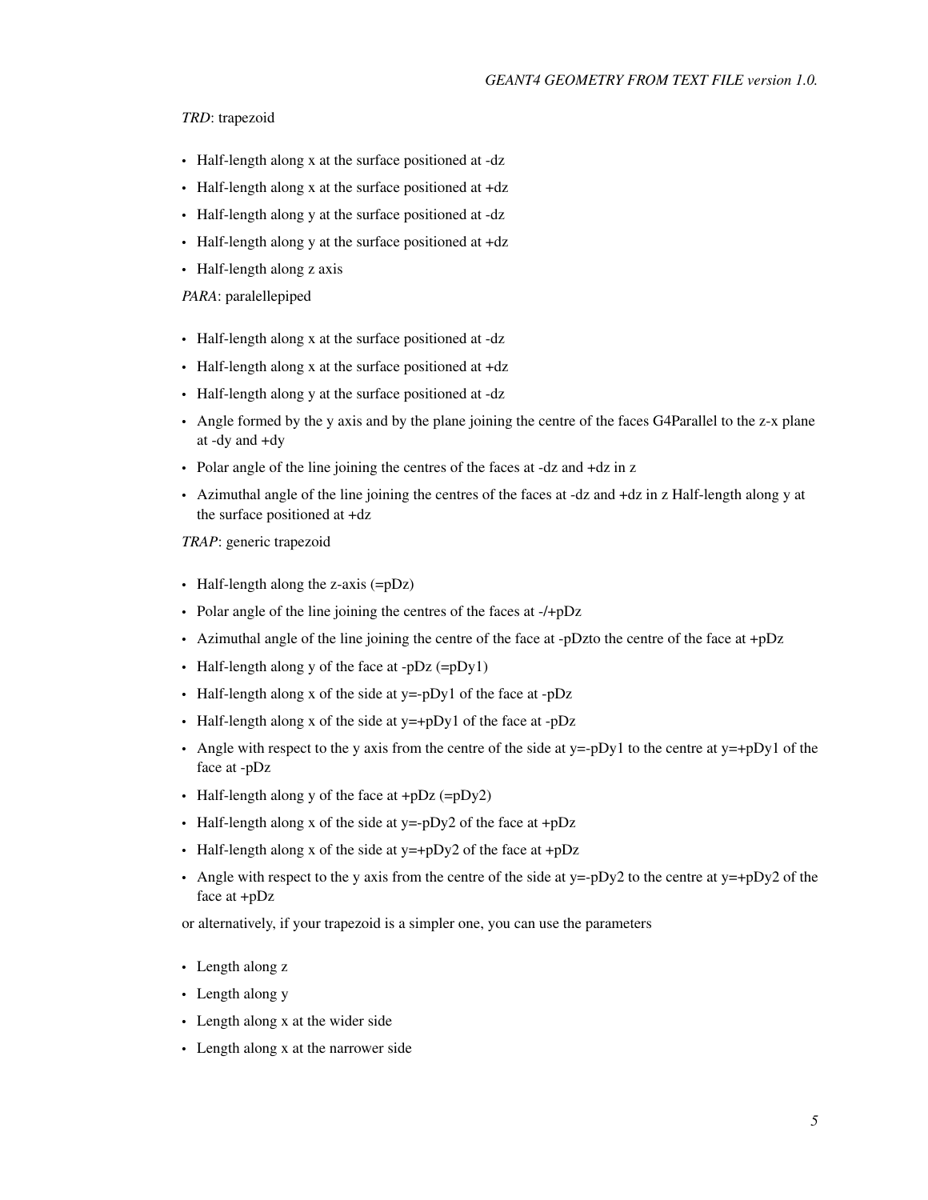*TRD*: trapezoid

- Half-length along x at the surface positioned at -dz
- Half-length along x at the surface positioned at +dz
- Half-length along y at the surface positioned at -dz
- Half-length along y at the surface positioned at +dz
- Half-length along z axis

*PARA*: paralellepiped

- Half-length along x at the surface positioned at -dz
- Half-length along x at the surface positioned at +dz
- Half-length along y at the surface positioned at -dz
- Angle formed by the y axis and by the plane joining the centre of the faces G4Parallel to the z-x plane at -dy and +dy
- Polar angle of the line joining the centres of the faces at -dz and +dz in z
- Azimuthal angle of the line joining the centres of the faces at -dz and +dz in z Half-length along y at the surface positioned at +dz

*TRAP*: generic trapezoid

- Half-length along the z-axis (=pDz)
- Polar angle of the line joining the centres of the faces at -/+pDz
- Azimuthal angle of the line joining the centre of the face at -pDzto the centre of the face at +pDz
- Half-length along y of the face at -pDz (=pDy1)
- Half-length along x of the side at y=-pDy1 of the face at -pDz
- Half-length along x of the side at y=+pDy1 of the face at -pDz
- Angle with respect to the y axis from the centre of the side at y=-pDy1 to the centre at y=+pDy1 of the face at -pDz
- Half-length along y of the face at +pDz (=pDy2)
- Half-length along x of the side at y=-pDy2 of the face at +pDz
- Half-length along x of the side at y=+pDy2 of the face at +pDz
- Angle with respect to the y axis from the centre of the side at y=-pDy2 to the centre at y=+pDy2 of the face at +pDz

or alternatively, if your trapezoid is a simpler one, you can use the parameters

- Length along z
- Length along y
- Length along x at the wider side
- Length along x at the narrower side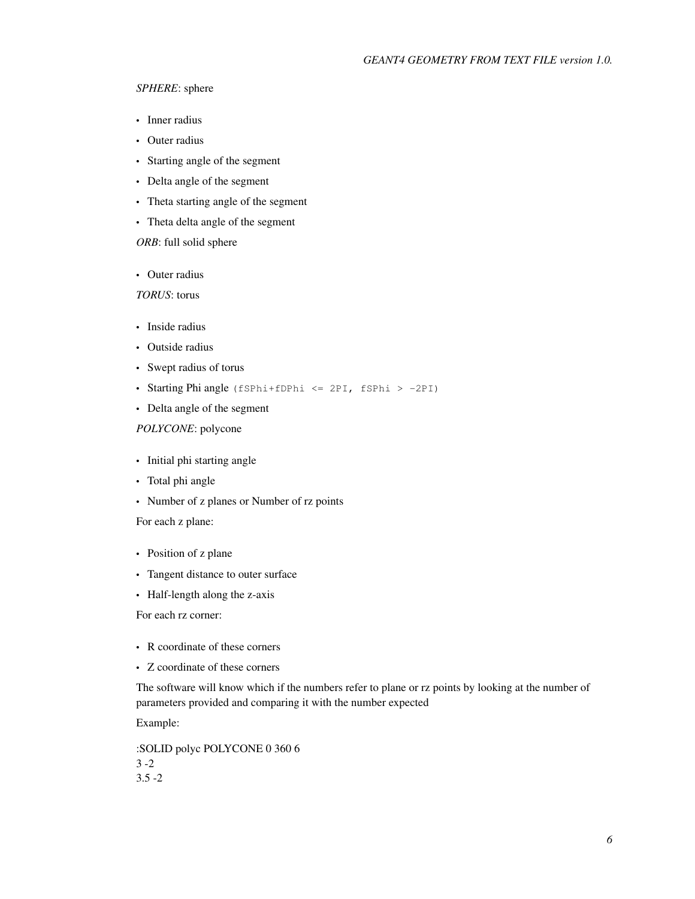*SPHERE*: sphere

- Inner radius
- Outer radius
- Starting angle of the segment
- Delta angle of the segment
- Theta starting angle of the segment
- Theta delta angle of the segment

*ORB*: full solid sphere

- Outer radius

*TORUS*: torus

- Inside radius
- Outside radius
- Swept radius of torus
- Starting Phi angle `(fSPhi+fDPhi <= 2PI, fSPhi > -2PI)`
- Delta angle of the segment

*POLYCONE*: polycone

- Initial phi starting angle
- Total phi angle
- Number of z planes or Number of rz points

For each z plane:

- Position of z plane
- Tangent distance to outer surface
- Half-length along the z-axis

For each rz corner:

- R coordinate of these corners
- Z coordinate of these corners

The software will know which if the numbers refer to plane or rz points by looking at the number of parameters provided and comparing it with the number expected

Example:

```
:SOLID polyc POLYCONE 0 360 6
3 -2
3.5 -2
```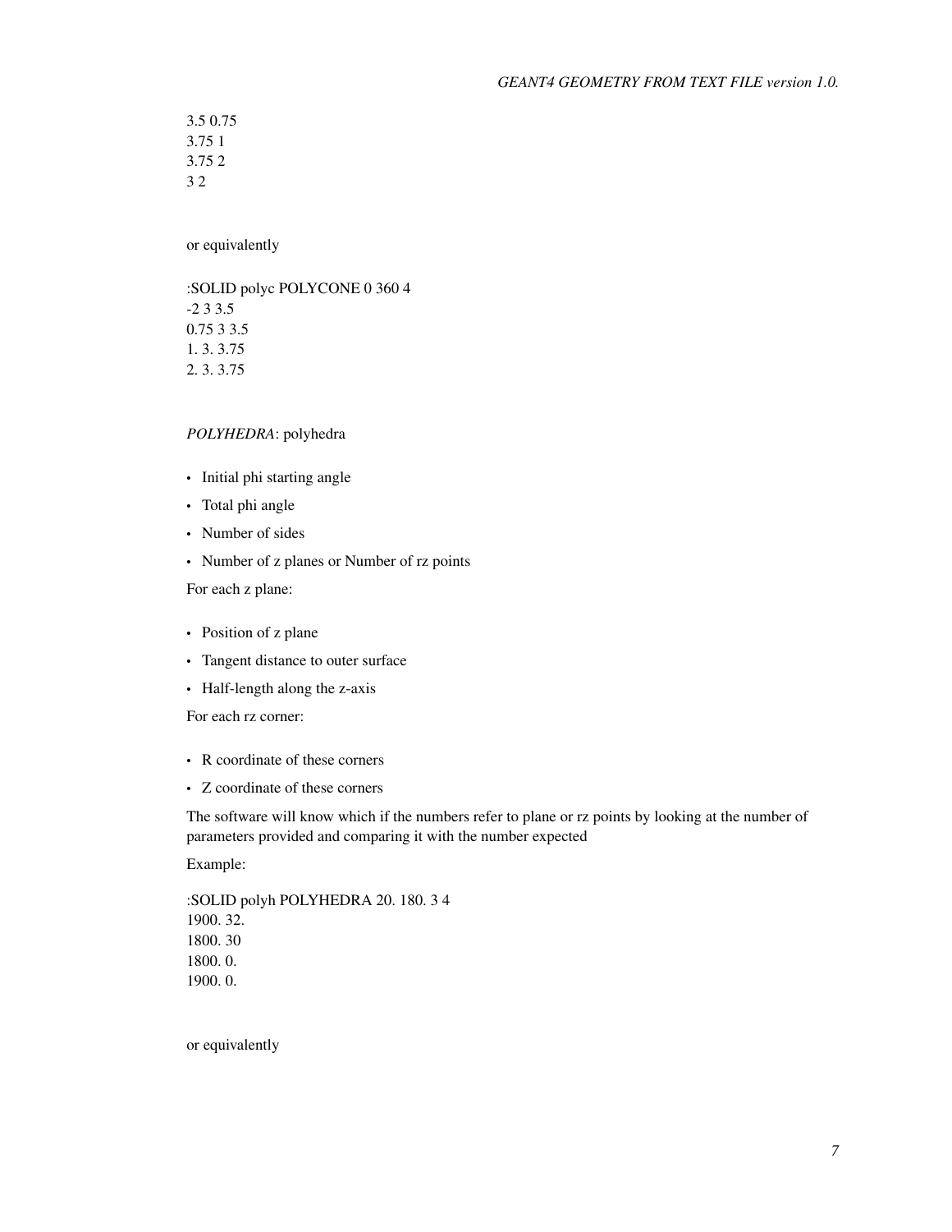```
3.5 0.75
3.75 1
3.75 2
3 2
```

or equivalently

```
:SOLID polyc POLYCONE 0 360 4
-2 3 3.5
0.75 3 3.5
1. 3. 3.75
2. 3. 3.75
```

*POLYHEDRA*: polyhedra

- Initial phi starting angle
- Total phi angle
- Number of sides
- Number of z planes or Number of rz points

For each z plane:

- Position of z plane
- Tangent distance to outer surface
- Half-length along the z-axis

For each rz corner:

- R coordinate of these corners
- Z coordinate of these corners

The software will know which if the numbers refer to plane or rz points by looking at the number of parameters provided and comparing it with the number expected

Example:

```
:SOLID polyh POLYHEDRA 20. 180. 3 4
1900. 32.
1800. 30
1800. 0.
1900. 0.
```

or equivalently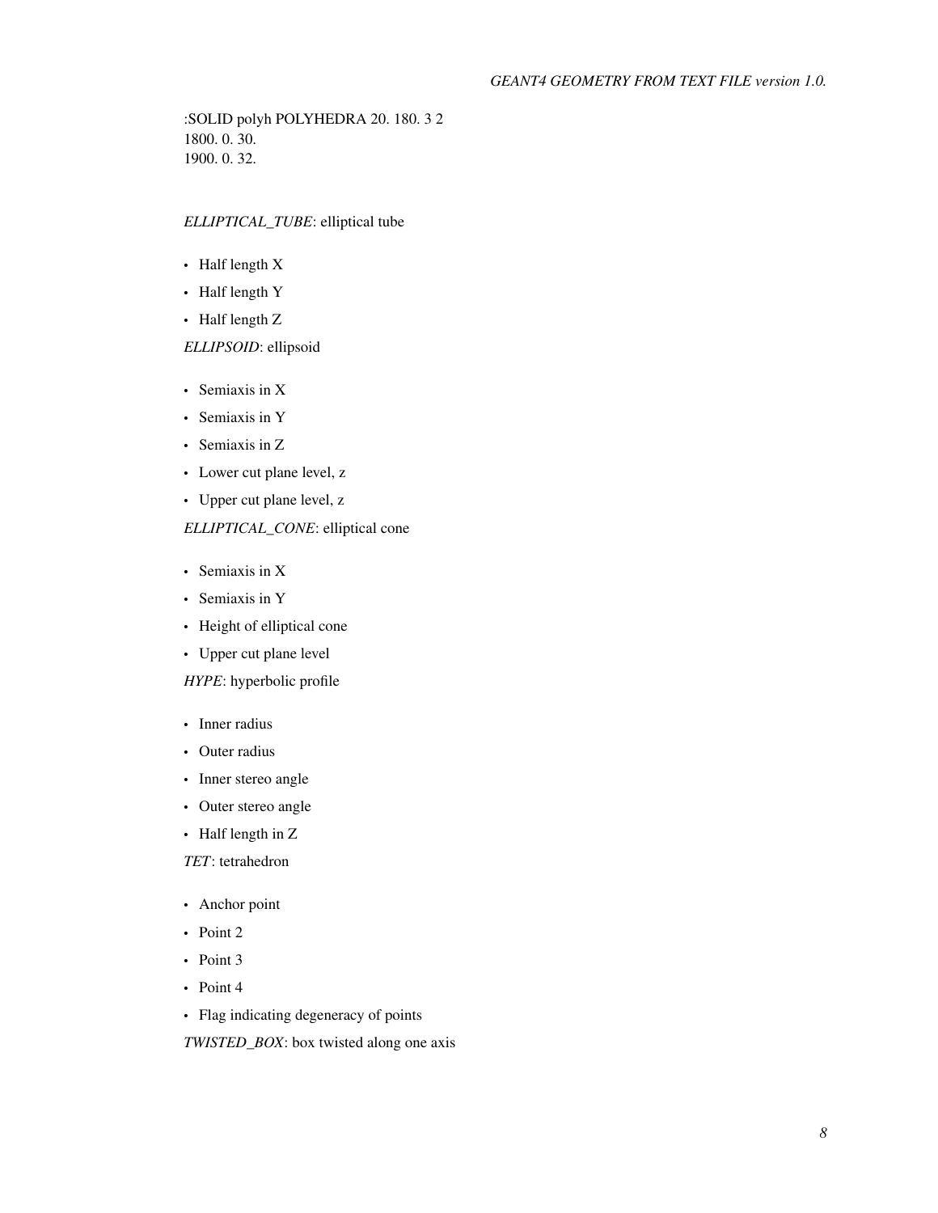:SOLID polyh POLYHEDRA 20. 180. 3 2
1800. 0. 30.
1900. 0. 32.

*ELLIPTICAL_TUBE*: elliptical tube

- Half length X
- Half length Y
- Half length Z

*ELLIPSOID*: ellipsoid

- Semiaxis in X
- Semiaxis in Y
- Semiaxis in Z
- Lower cut plane level, z
- Upper cut plane level, z

*ELLIPTICAL_CONE*: elliptical cone

- Semiaxis in X
- Semiaxis in Y
- Height of elliptical cone
- Upper cut plane level

*HYPE*: hyperbolic profile

- Inner radius
- Outer radius
- Inner stereo angle
- Outer stereo angle
- Half length in Z

*TET*: tetrahedron

- Anchor point
- Point 2
- Point 3
- Point 4
- Flag indicating degeneracy of points

*TWISTED_BOX*: box twisted along one axis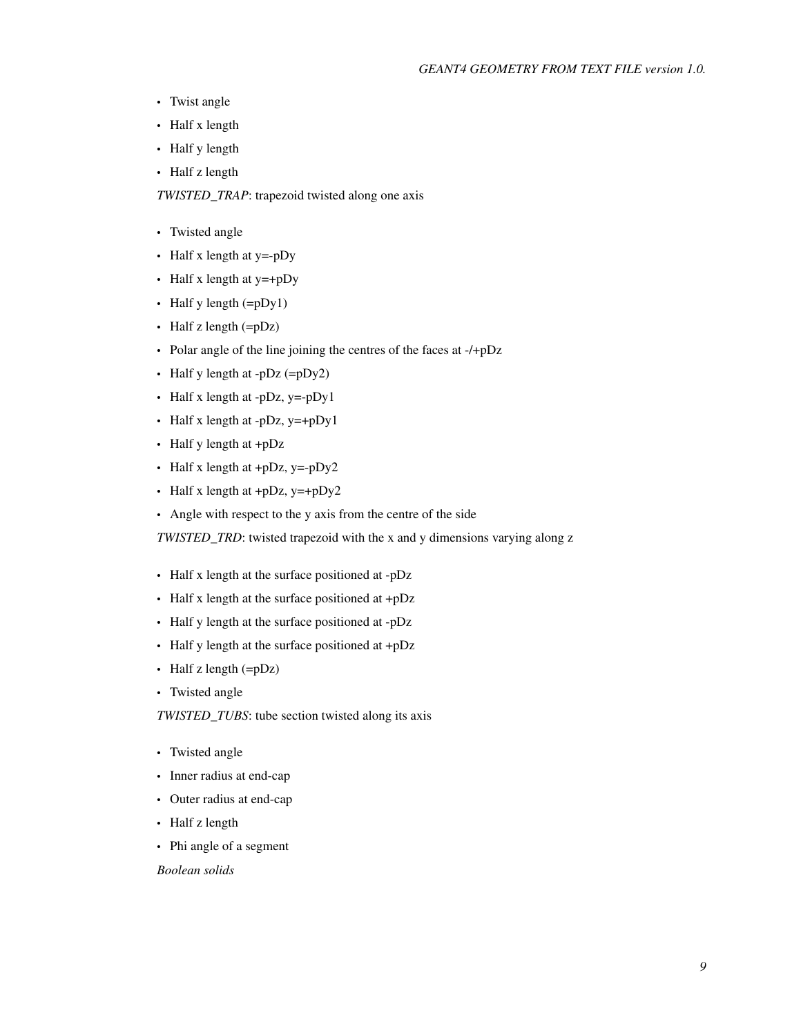- Twist angle
- Half x length
- Half y length
- Half z length

*TWISTED_TRAP*: trapezoid twisted along one axis

- Twisted angle
- Half x length at y=-pDy
- Half x length at y=+pDy
- Half y length (=pDy1)
- Half z length (=pDz)
- Polar angle of the line joining the centres of the faces at -/+pDz
- Half y length at -pDz (=pDy2)
- Half x length at -pDz, y=-pDy1
- Half x length at -pDz, y=+pDy1
- Half y length at +pDz
- Half x length at +pDz, y=-pDy2
- Half x length at +pDz, y=+pDy2
- Angle with respect to the y axis from the centre of the side

*TWISTED_TRD*: twisted trapezoid with the x and y dimensions varying along z

- Half x length at the surface positioned at -pDz
- Half x length at the surface positioned at +pDz
- Half y length at the surface positioned at -pDz
- Half y length at the surface positioned at +pDz
- Half z length (=pDz)
- Twisted angle

*TWISTED_TUBS*: tube section twisted along its axis

- Twisted angle
- Inner radius at end-cap
- Outer radius at end-cap
- Half z length
- Phi angle of a segment

*Boolean solids*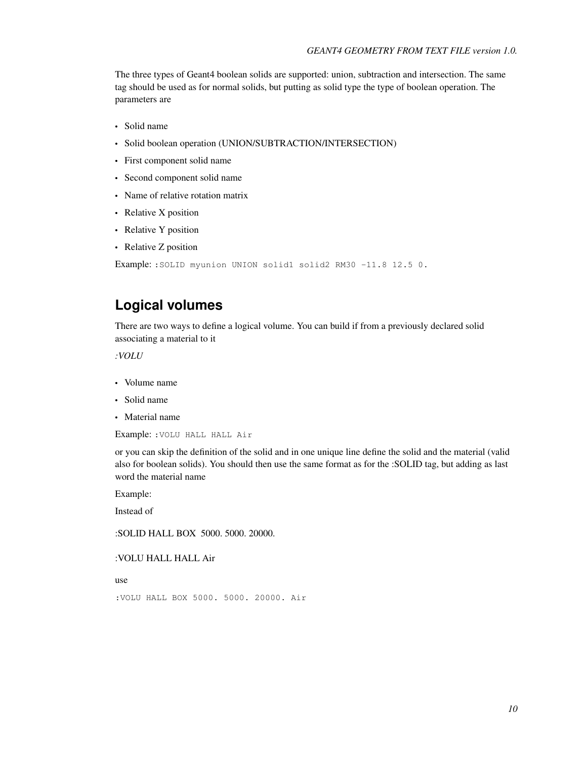The three types of Geant4 boolean solids are supported: union, subtraction and intersection. The same tag should be used as for normal solids, but putting as solid type the type of boolean operation. The parameters are

- Solid name
- Solid boolean operation (UNION/SUBTRACTION/INTERSECTION)
- First component solid name
- Second component solid name
- Name of relative rotation matrix
- Relative X position
- Relative Y position
- Relative Z position

Example: `:SOLID myunion UNION solid1 solid2 RM30 -11.8 12.5 0.`

## Logical volumes

There are two ways to define a logical volume. You can build if from a previously declared solid associating a material to it

*:VOLU*

- Volume name
- Solid name
- Material name

Example: `:VOLU HALL HALL Air`

or you can skip the definition of the solid and in one unique line define the solid and the material (valid also for boolean solids). You should then use the same format as for the :SOLID tag, but adding as last word the material name

Example:

Instead of

:SOLID HALL BOX  5000. 5000. 20000.

:VOLU HALL HALL Air

use

```
:VOLU HALL BOX 5000. 5000. 20000. Air
```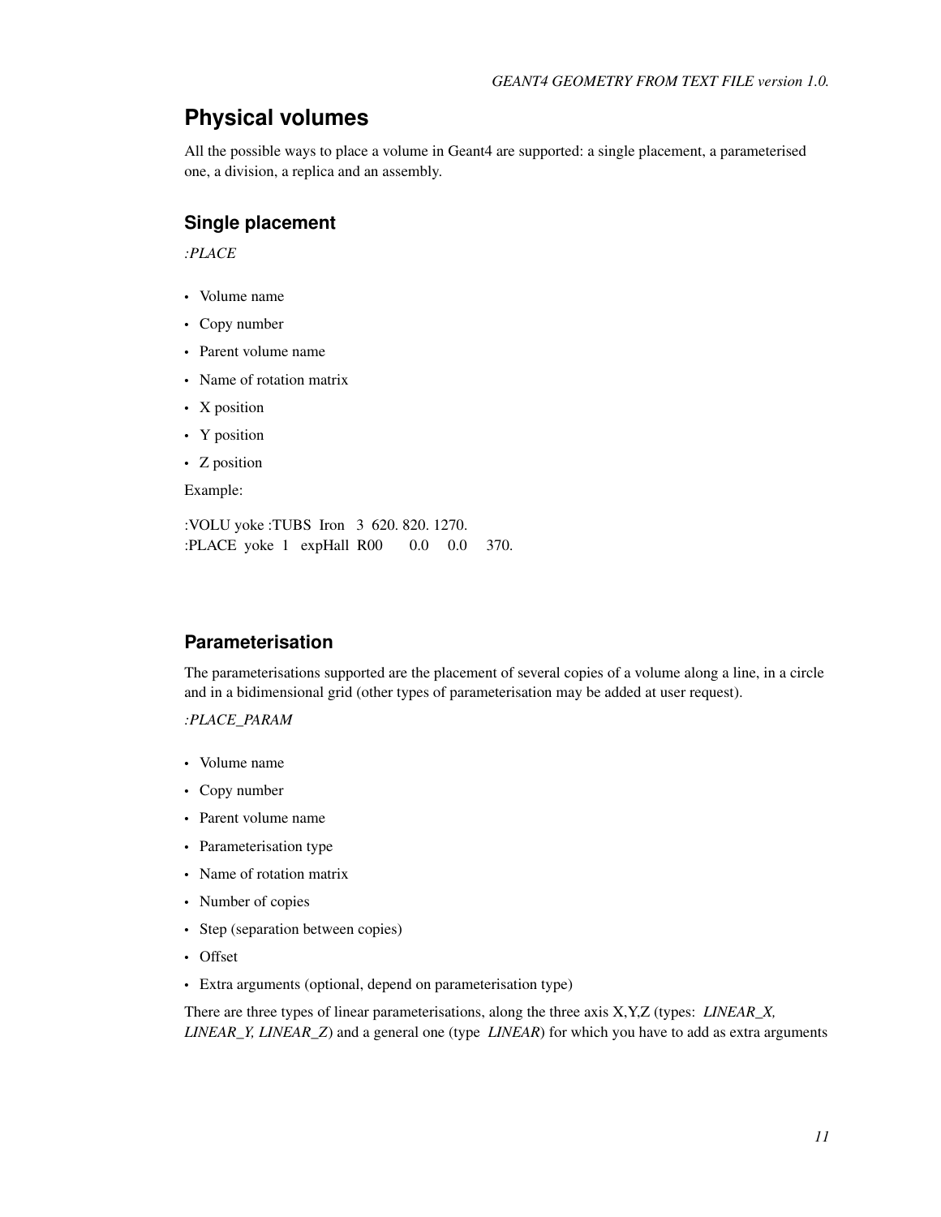# Physical volumes

All the possible ways to place a volume in Geant4 are supported: a single placement, a parameterised one, a division, a replica and an assembly.

## Single placement

*:PLACE*

- Volume name
- Copy number
- Parent volume name
- Name of rotation matrix
- X position
- Y position
- Z position

Example:

```
:VOLU yoke :TUBS  Iron   3  620. 820. 1270.
:PLACE  yoke  1   expHall  R00      0.0     0.0     370.
```

## Parameterisation

The parameterisations supported are the placement of several copies of a volume along a line, in a circle and in a bidimensional grid (other types of parameterisation may be added at user request).

*:PLACE_PARAM*

- Volume name
- Copy number
- Parent volume name
- Parameterisation type
- Name of rotation matrix
- Number of copies
- Step (separation between copies)
- Offset
- Extra arguments (optional, depend on parameterisation type)

There are three types of linear parameterisations, along the three axis X,Y,Z (types: *LINEAR_X, LINEAR_Y, LINEAR_Z*) and a general one (type *LINEAR*) for which you have to add as extra arguments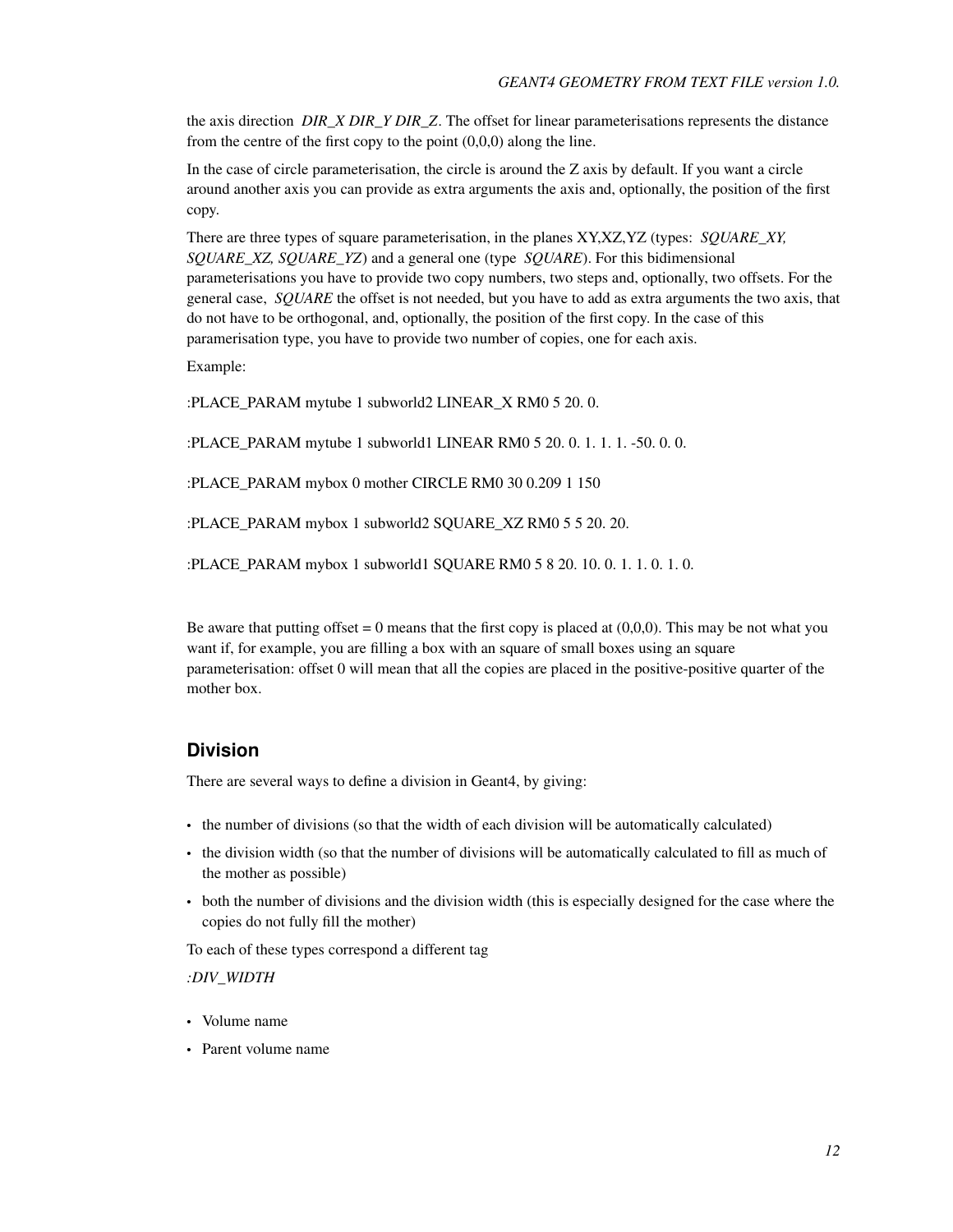the axis direction *DIR_X DIR_Y DIR_Z*. The offset for linear parameterisations represents the distance from the centre of the first copy to the point (0,0,0) along the line.

In the case of circle parameterisation, the circle is around the Z axis by default. If you want a circle around another axis you can provide as extra arguments the axis and, optionally, the position of the first copy.

There are three types of square parameterisation, in the planes XY,XZ,YZ (types: *SQUARE_XY, SQUARE_XZ, SQUARE_YZ*) and a general one (type *SQUARE*). For this bidimensional parameterisations you have to provide two copy numbers, two steps and, optionally, two offsets. For the general case, *SQUARE* the offset is not needed, but you have to add as extra arguments the two axis, that do not have to be orthogonal, and, optionally, the position of the first copy. In the case of this paramerisation type, you have to provide two number of copies, one for each axis.

Example:

:PLACE_PARAM mytube 1 subworld2 LINEAR_X RM0 5 20. 0.

:PLACE_PARAM mytube 1 subworld1 LINEAR RM0 5 20. 0. 1. 1. 1. -50. 0. 0.

:PLACE_PARAM mybox 0 mother CIRCLE RM0 30 0.209 1 150

:PLACE_PARAM mybox 1 subworld2 SQUARE_XZ RM0 5 5 20. 20.

:PLACE_PARAM mybox 1 subworld1 SQUARE RM0 5 8 20. 10. 0. 1. 1. 0. 1. 0.

Be aware that putting offset = 0 means that the first copy is placed at (0,0,0). This may be not what you want if, for example, you are filling a box with an square of small boxes using an square parameterisation: offset 0 will mean that all the copies are placed in the positive-positive quarter of the mother box.

## Division

There are several ways to define a division in Geant4, by giving:

- the number of divisions (so that the width of each division will be automatically calculated)
- the division width (so that the number of divisions will be automatically calculated to fill as much of the mother as possible)
- both the number of divisions and the division width (this is especially designed for the case where the copies do not fully fill the mother)

To each of these types correspond a different tag

*:DIV_WIDTH*

- Volume name
- Parent volume name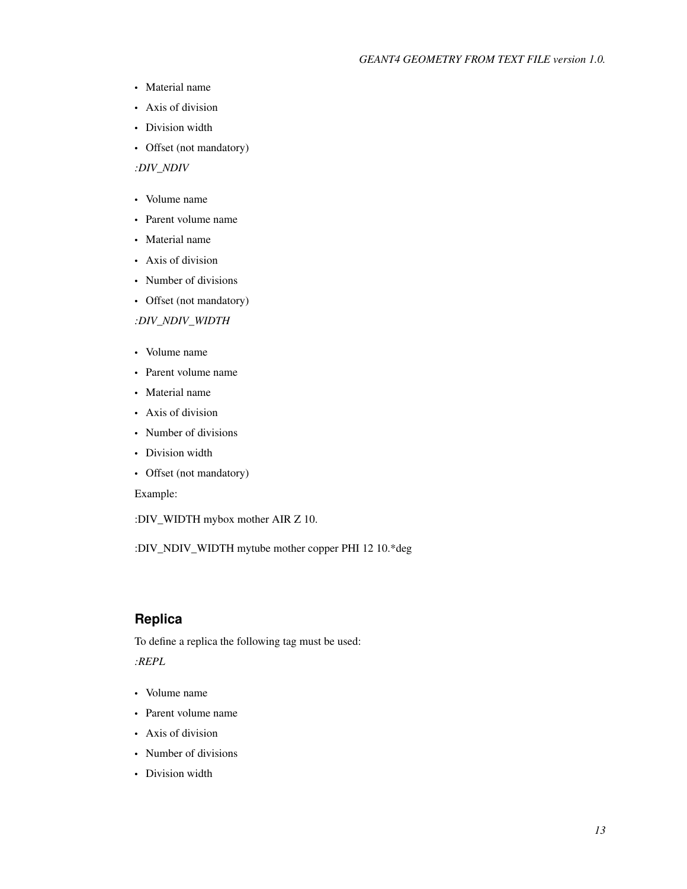- Material name
- Axis of division
- Division width
- Offset (not mandatory)

*:DIV_NDIV*

- Volume name
- Parent volume name
- Material name
- Axis of division
- Number of divisions
- Offset (not mandatory)

*:DIV_NDIV_WIDTH*

- Volume name
- Parent volume name
- Material name
- Axis of division
- Number of divisions
- Division width
- Offset (not mandatory)

Example:

:DIV_WIDTH mybox mother AIR Z 10.

:DIV_NDIV_WIDTH mytube mother copper PHI 12 10.*deg

## Replica

To define a replica the following tag must be used:

*:REPL*

- Volume name
- Parent volume name
- Axis of division
- Number of divisions
- Division width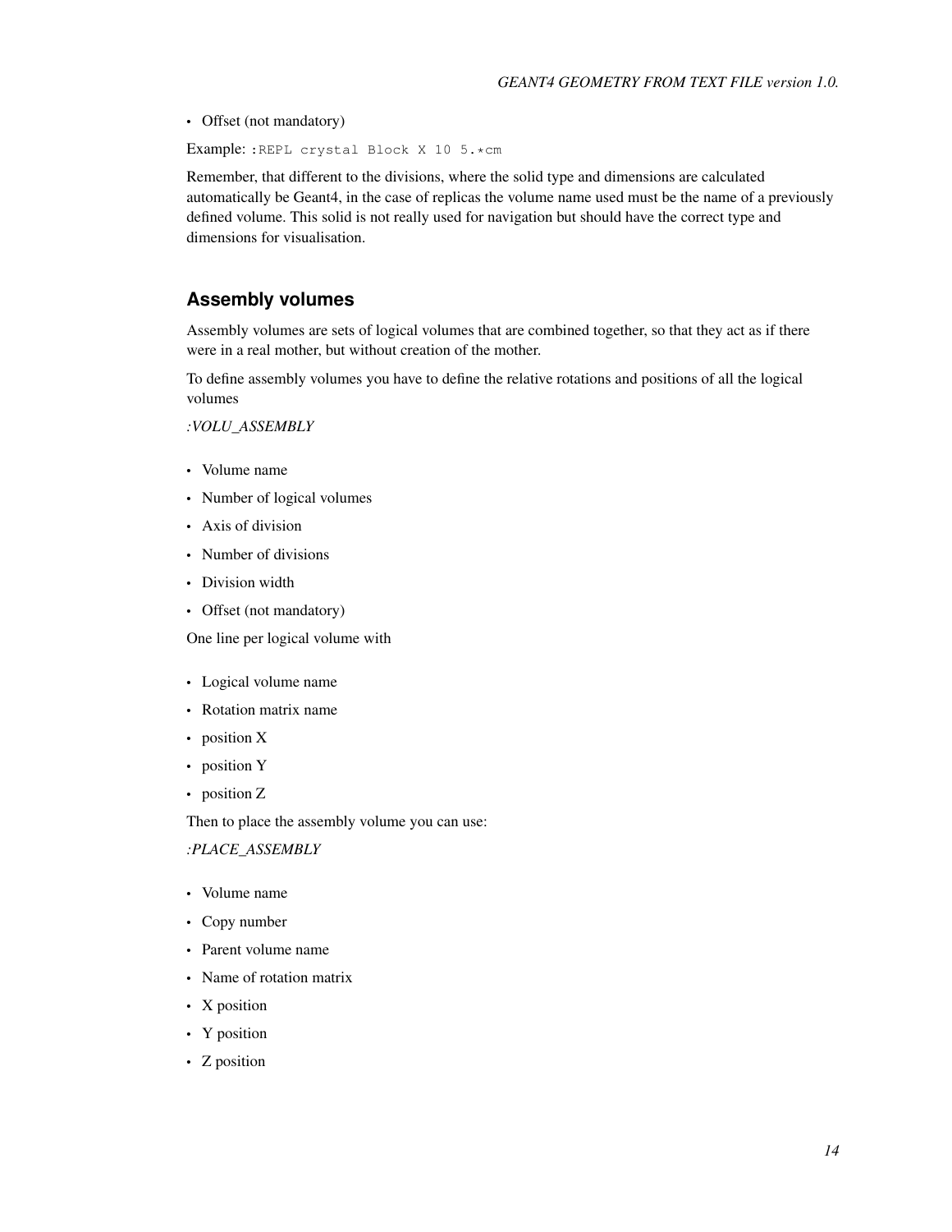- Offset (not mandatory)

Example: `:REPL crystal Block X 10 5.*cm`

Remember, that different to the divisions, where the solid type and dimensions are calculated automatically be Geant4, in the case of replicas the volume name used must be the name of a previously defined volume. This solid is not really used for navigation but should have the correct type and dimensions for visualisation.

## Assembly volumes

Assembly volumes are sets of logical volumes that are combined together, so that they act as if there were in a real mother, but without creation of the mother.

To define assembly volumes you have to define the relative rotations and positions of all the logical volumes

*:VOLU_ASSEMBLY*

- Volume name
- Number of logical volumes
- Axis of division
- Number of divisions
- Division width
- Offset (not mandatory)

One line per logical volume with

- Logical volume name
- Rotation matrix name
- position X
- position Y
- position Z

Then to place the assembly volume you can use:

*:PLACE_ASSEMBLY*

- Volume name
- Copy number
- Parent volume name
- Name of rotation matrix
- X position
- Y position
- Z position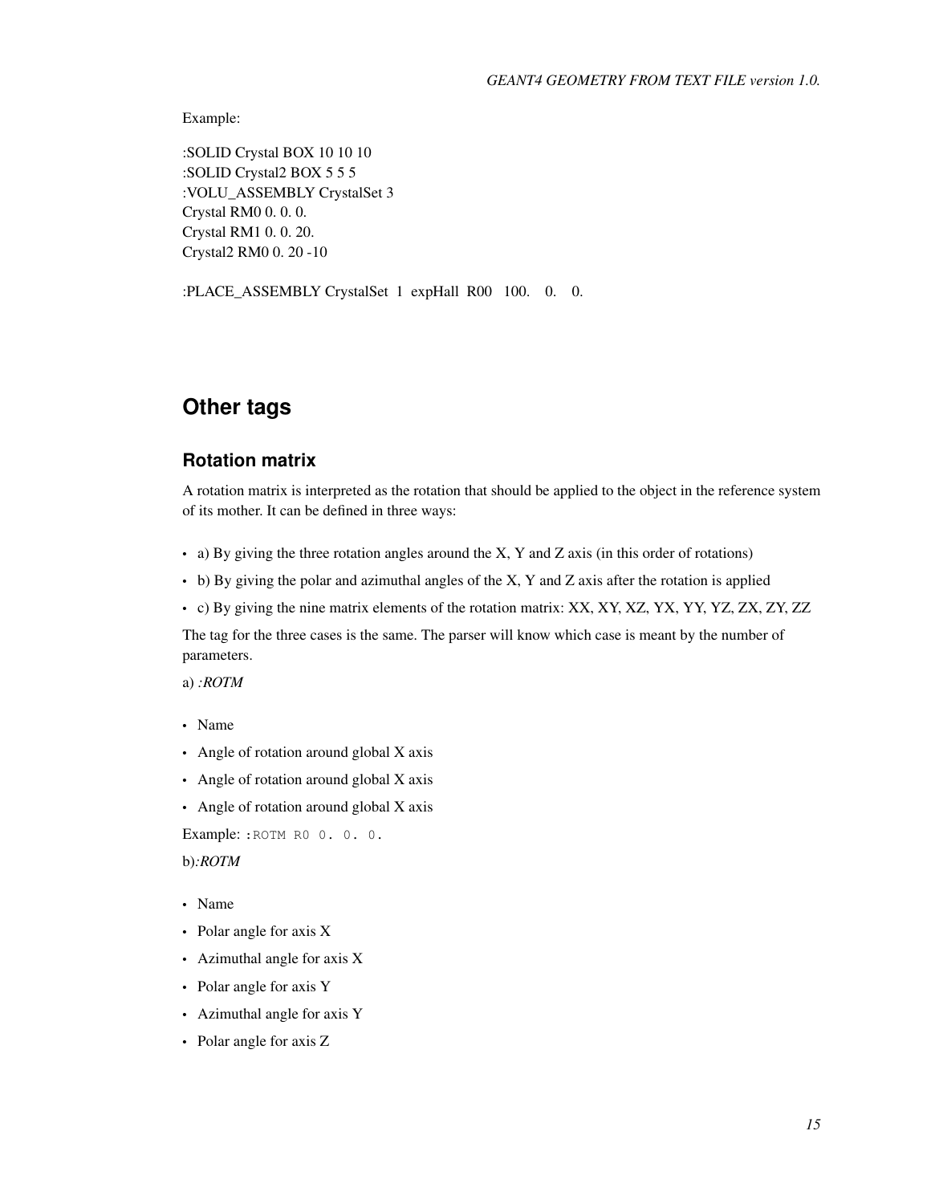Example:

:SOLID Crystal BOX 10 10 10
:SOLID Crystal2 BOX 5 5 5
:VOLU_ASSEMBLY CrystalSet 3
Crystal RM0 0. 0. 0.
Crystal RM1 0. 0. 20.
Crystal2 RM0 0. 20 -10

:PLACE_ASSEMBLY CrystalSet 1 expHall R00 100. 0. 0.

## Other tags

### Rotation matrix

A rotation matrix is interpreted as the rotation that should be applied to the object in the reference system of its mother. It can be defined in three ways:

- a) By giving the three rotation angles around the X, Y and Z axis (in this order of rotations)
- b) By giving the polar and azimuthal angles of the X, Y and Z axis after the rotation is applied
- c) By giving the nine matrix elements of the rotation matrix: XX, XY, XZ, YX, YY, YZ, ZX, ZY, ZZ

The tag for the three cases is the same. The parser will know which case is meant by the number of parameters.

a) *:ROTM*

- Name
- Angle of rotation around global X axis
- Angle of rotation around global X axis
- Angle of rotation around global X axis

Example: `:ROTM R0 0. 0. 0.`

b)*:ROTM*

- Name
- Polar angle for axis X
- Azimuthal angle for axis X
- Polar angle for axis Y
- Azimuthal angle for axis Y
- Polar angle for axis Z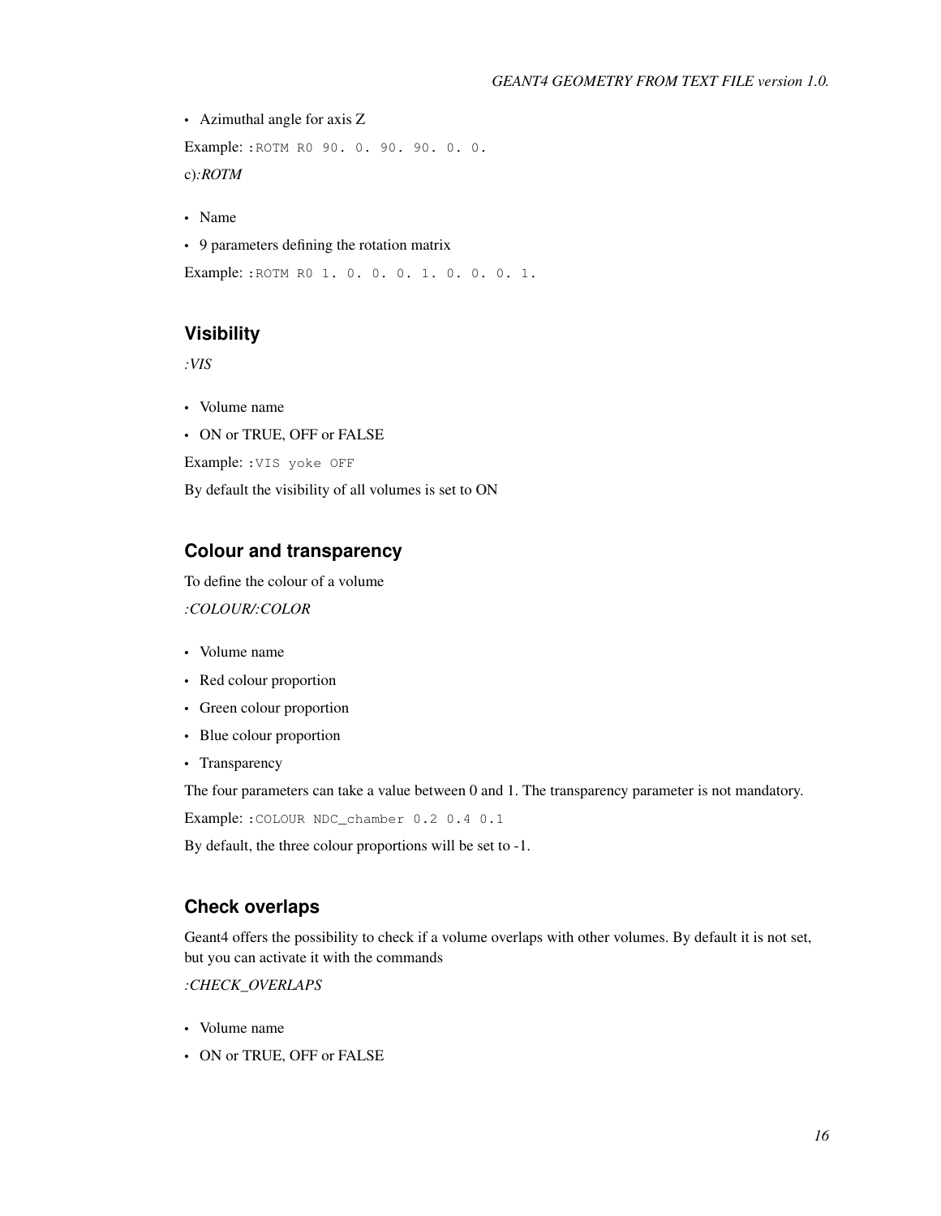- Azimuthal angle for axis Z

Example: `:ROTM R0 90. 0. 90. 90. 0. 0.`

c)*:ROTM*

- Name
- 9 parameters defining the rotation matrix

Example: `:ROTM R0 1. 0. 0. 0. 1. 0. 0. 0. 1.`

## Visibility

*:VIS*

- Volume name
- ON or TRUE, OFF or FALSE

Example: `:VIS yoke OFF`

By default the visibility of all volumes is set to ON

## Colour and transparency

To define the colour of a volume

*:COLOUR/:COLOR*

- Volume name
- Red colour proportion
- Green colour proportion
- Blue colour proportion
- Transparency

The four parameters can take a value between 0 and 1. The transparency parameter is not mandatory.

Example: `:COLOUR NDC_chamber 0.2 0.4 0.1`

By default, the three colour proportions will be set to -1.

## Check overlaps

Geant4 offers the possibility to check if a volume overlaps with other volumes. By default it is not set, but you can activate it with the commands

*:CHECK_OVERLAPS*

- Volume name
- ON or TRUE, OFF or FALSE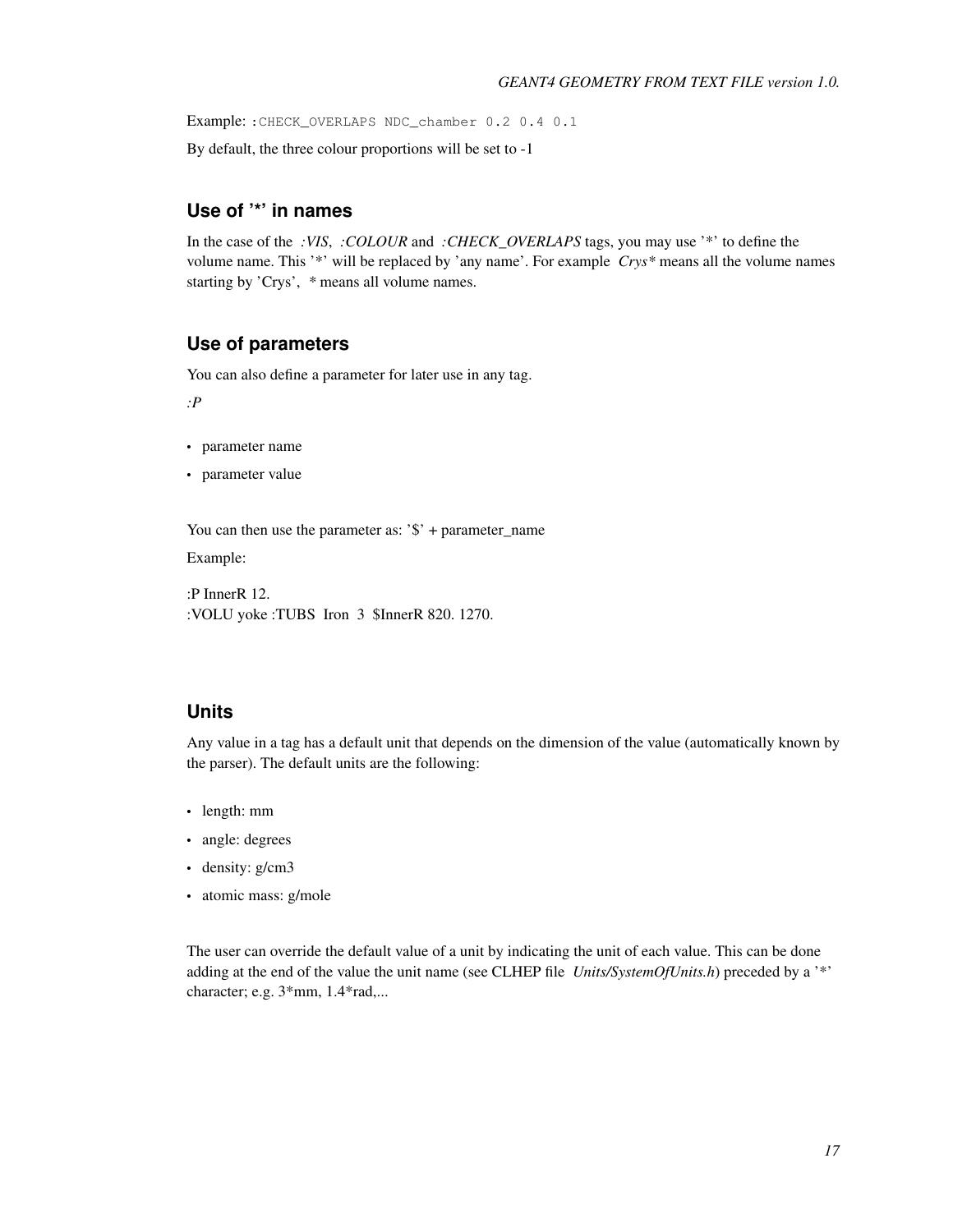Example: `:CHECK_OVERLAPS NDC_chamber 0.2 0.4 0.1`

By default, the three colour proportions will be set to -1

### Use of '*' in names

In the case of the *:VIS*, *:COLOUR* and *:CHECK_OVERLAPS* tags, you may use '*' to define the volume name. This '*' will be replaced by 'any name'. For example *Crys** means all the volume names starting by 'Crys', * means all volume names.

### Use of parameters

You can also define a parameter for later use in any tag.

*:P*

- parameter name
- parameter value

You can then use the parameter as: '$' + parameter_name

Example:

```
:P InnerR 12.
:VOLU yoke :TUBS  Iron  3  $InnerR 820. 1270.
```

### Units

Any value in a tag has a default unit that depends on the dimension of the value (automatically known by the parser). The default units are the following:

- length: mm
- angle: degrees
- density: g/cm3
- atomic mass: g/mole

The user can override the default value of a unit by indicating the unit of each value. This can be done adding at the end of the value the unit name (see CLHEP file *Units/SystemOfUnits.h*) preceded by a '*' character; e.g. 3*mm, 1.4*rad,...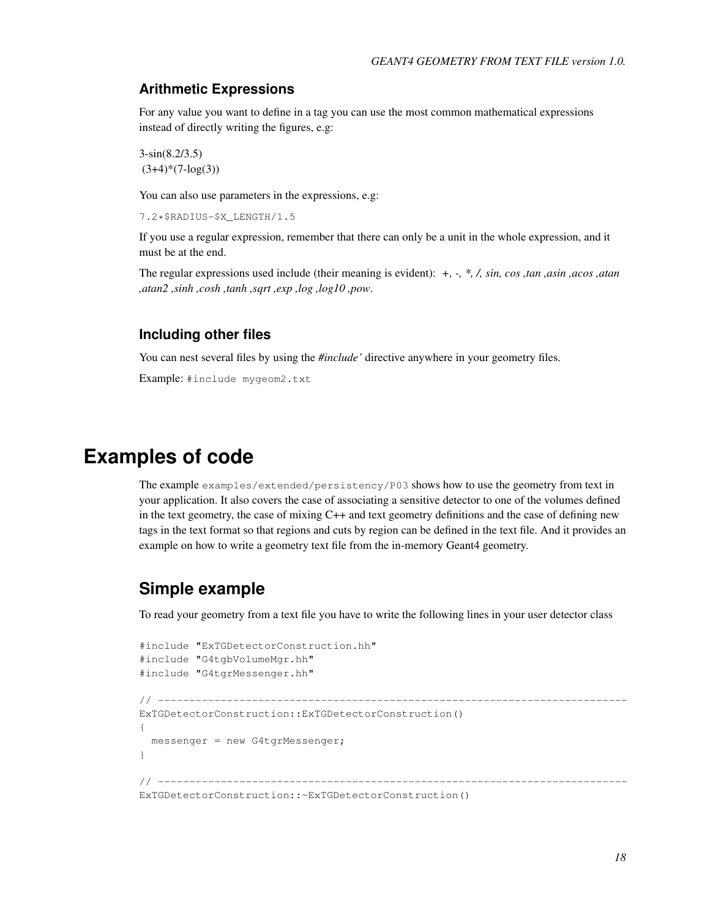### Arithmetic Expressions

For any value you want to define in a tag you can use the most common mathematical expressions instead of directly writing the figures, e.g:

3-sin(8.2/3.5)
(3+4)*(7-log(3))

You can also use parameters in the expressions, e.g:

`7.2*$RADIUS-$X_LENGTH/1.5`

If you use a regular expression, remember that there can only be a unit in the whole expression, and it must be at the end.

The regular expressions used include (their meaning is evident): *+, -, *, /, sin, cos ,tan ,asin ,acos ,atan ,atan2 ,sinh ,cosh ,tanh ,sqrt ,exp ,log ,log10 ,pow*.

### Including other files

You can nest several files by using the *#include'* directive anywhere in your geometry files.

Example: `#include mygeom2.txt`

# Examples of code

The example `examples/extended/persistency/P03` shows how to use the geometry from text in your application. It also covers the case of associating a sensitive detector to one of the volumes defined in the text geometry, the case of mixing C++ and text geometry definitions and the case of defining new tags in the text format so that regions and cuts by region can be defined in the text file. And it provides an example on how to write a geometry text file from the in-memory Geant4 geometry.

## Simple example

To read your geometry from a text file you have to write the following lines in your user detector class

```
#include "ExTGDetectorConstruction.hh"
#include "G4tgbVolumeMgr.hh"
#include "G4tgrMessenger.hh"

// --------------------------------------------------------------------------
ExTGDetectorConstruction::ExTGDetectorConstruction()
{
  messenger = new G4tgrMessenger;
}

// --------------------------------------------------------------------------
ExTGDetectorConstruction::~ExTGDetectorConstruction()
```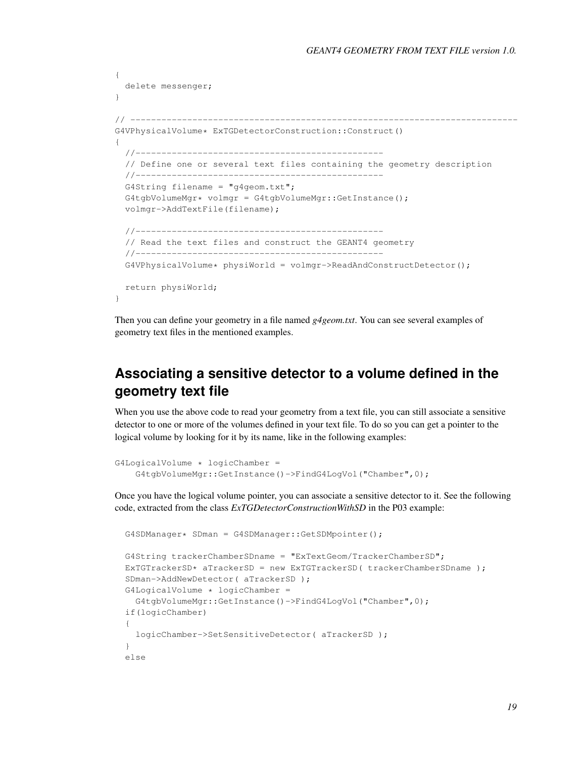```
{
  delete messenger;
}

// --------------------------------------------------------------------------
G4VPhysicalVolume* ExTGDetectorConstruction::Construct()
{
  //------------------------------------------------
  // Define one or several text files containing the geometry description
  //------------------------------------------------
  G4String filename = "g4geom.txt";
  G4tgbVolumeMgr* volmgr = G4tgbVolumeMgr::GetInstance();
  volmgr->AddTextFile(filename);

  //------------------------------------------------
  // Read the text files and construct the GEANT4 geometry
  //------------------------------------------------
  G4VPhysicalVolume* physiWorld = volmgr->ReadAndConstructDetector();

  return physiWorld;
}
```

Then you can define your geometry in a file named *g4geom.txt*. You can see several examples of geometry text files in the mentioned examples.

## Associating a sensitive detector to a volume defined in the geometry text file

When you use the above code to read your geometry from a text file, you can still associate a sensitive detector to one or more of the volumes defined in your text file. To do so you can get a pointer to the logical volume by looking for it by its name, like in the following examples:

```
G4LogicalVolume * logicChamber =
    G4tgbVolumeMgr::GetInstance()->FindG4LogVol("Chamber",0);
```

Once you have the logical volume pointer, you can associate a sensitive detector to it. See the following code, extracted from the class *ExTGDetectorConstructionWithSD* in the P03 example:

```
  G4SDManager* SDman = G4SDManager::GetSDMpointer();

  G4String trackerChamberSDname = "ExTextGeom/TrackerChamberSD";
  ExTGTrackerSD* aTrackerSD = new ExTGTrackerSD( trackerChamberSDname );
  SDman->AddNewDetector( aTrackerSD );
  G4LogicalVolume * logicChamber =
    G4tgbVolumeMgr::GetInstance()->FindG4LogVol("Chamber",0);
  if(logicChamber)
  {
    logicChamber->SetSensitiveDetector( aTrackerSD );
  }
  else
```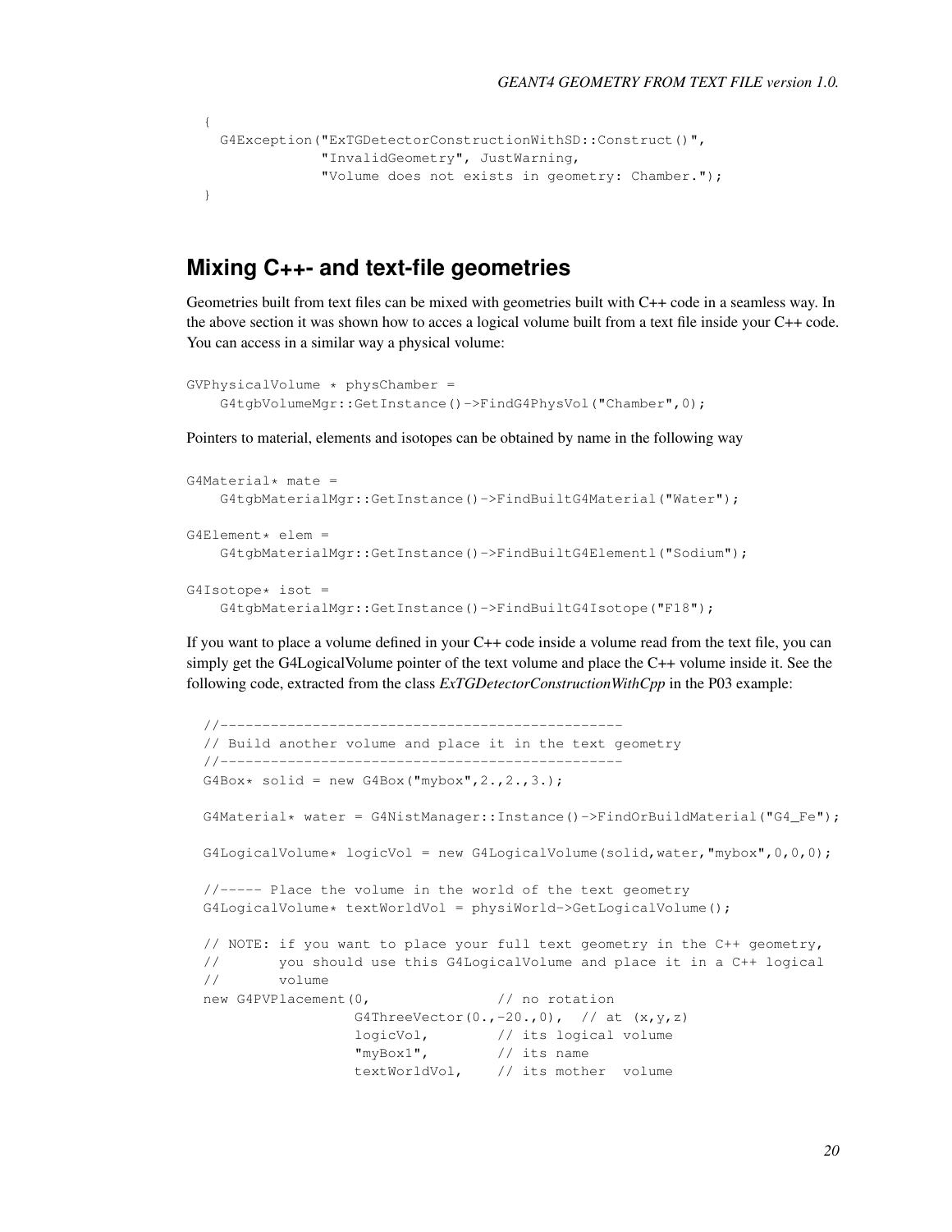```
{
  G4Exception("ExTGDetectorConstructionWithSD::Construct()",
              "InvalidGeometry", JustWarning,
              "Volume does not exists in geometry: Chamber.");
}
```

## Mixing C++- and text-file geometries

Geometries built from text files can be mixed with geometries built with C++ code in a seamless way. In the above section it was shown how to acces a logical volume built from a text file inside your C++ code. You can access in a similar way a physical volume:

```
GVPhysicalVolume * physChamber =
    G4tgbVolumeMgr::GetInstance()->FindG4PhysVol("Chamber",0);
```

Pointers to material, elements and isotopes can be obtained by name in the following way

```
G4Material* mate =
    G4tgbMaterialMgr::GetInstance()->FindBuiltG4Material("Water");

G4Element* elem =
    G4tgbMaterialMgr::GetInstance()->FindBuiltG4Elementl("Sodium");

G4Isotope* isot =
    G4tgbMaterialMgr::GetInstance()->FindBuiltG4Isotope("F18");
```

If you want to place a volume defined in your C++ code inside a volume read from the text file, you can simply get the G4LogicalVolume pointer of the text volume and place the C++ volume inside it. See the following code, extracted from the class *ExTGDetectorConstructionWithCpp* in the P03 example:

```
  //------------------------------------------------
  // Build another volume and place it in the text geometry
  //------------------------------------------------
  G4Box* solid = new G4Box("mybox",2.,2.,3.);

  G4Material* water = G4NistManager::Instance()->FindOrBuildMaterial("G4_Fe");

  G4LogicalVolume* logicVol = new G4LogicalVolume(solid,water,"mybox",0,0,0);

  //----- Place the volume in the world of the text geometry
  G4LogicalVolume* textWorldVol = physiWorld->GetLogicalVolume();

  // NOTE: if you want to place your full text geometry in the C++ geometry,
  //       you should use this G4LogicalVolume and place it in a C++ logical
  //       volume
  new G4PVPlacement(0,                // no rotation
                  G4ThreeVector(0.,-20.,0),  // at (x,y,z)
                  logicVol,         // its logical volume
                  "myBox1",         // its name
                  textWorldVol,     // its mother  volume
```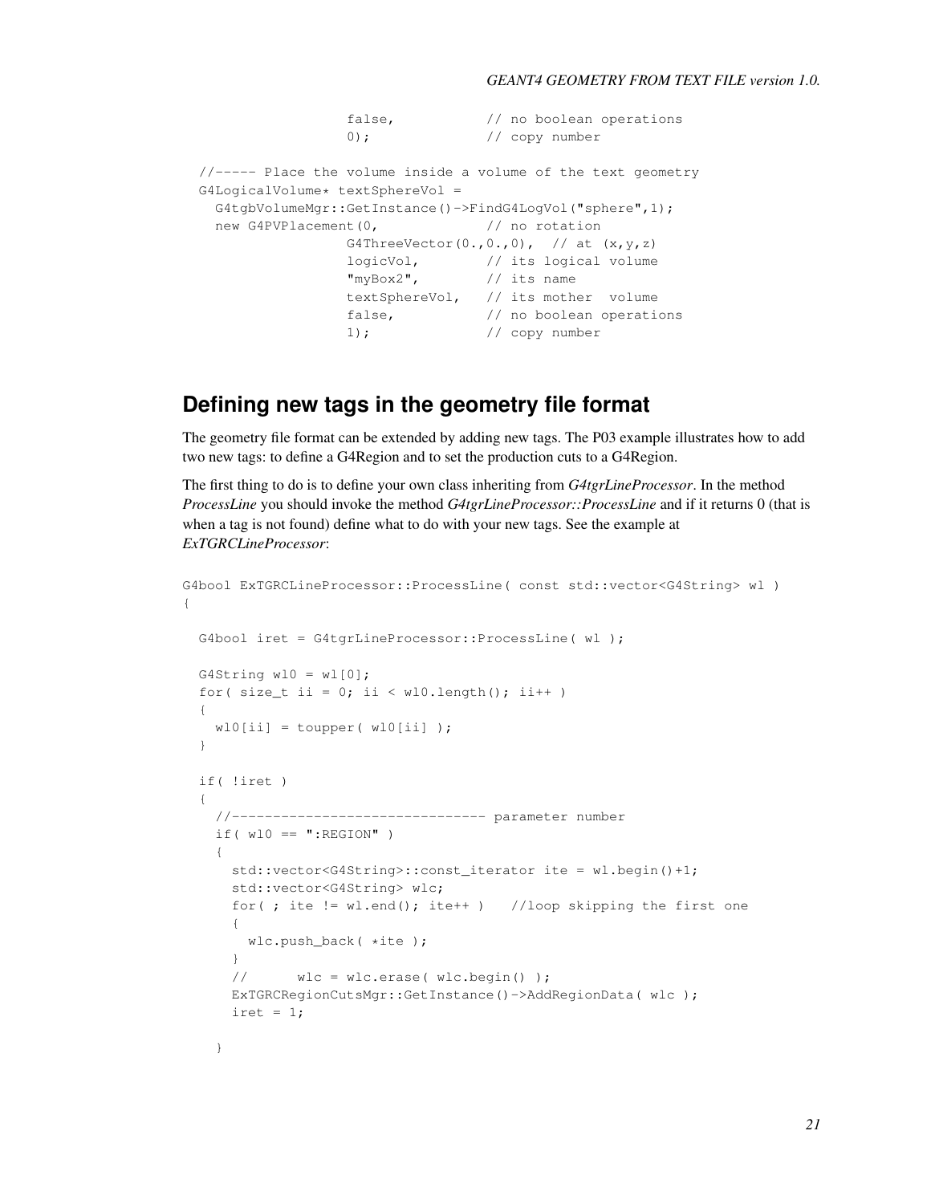```
                  false,           // no boolean operations
                  0);              // copy number

  //----- Place the volume inside a volume of the text geometry
  G4LogicalVolume* textSphereVol =
    G4tgbVolumeMgr::GetInstance()->FindG4LogVol("sphere",1);
    new G4PVPlacement(0,             // no rotation
                  G4ThreeVector(0.,0.,0),  // at (x,y,z)
                  logicVol,        // its logical volume
                  "myBox2",        // its name
                  textSphereVol,   // its mother  volume
                  false,           // no boolean operations
                  1);              // copy number
```

## Defining new tags in the geometry file format

The geometry file format can be extended by adding new tags. The P03 example illustrates how to add two new tags: to define a G4Region and to set the production cuts to a G4Region.

The first thing to do is to define your own class inheriting from *G4tgrLineProcessor*. In the method *ProcessLine* you should invoke the method *G4tgrLineProcessor::ProcessLine* and if it returns 0 (that is when a tag is not found) define what to do with your new tags. See the example at *ExTGRCLineProcessor*:

```
G4bool ExTGRCLineProcessor::ProcessLine( const std::vector<G4String> wl )
{

  G4bool iret = G4tgrLineProcessor::ProcessLine( wl );

  G4String wl0 = wl[0];
  for( size_t ii = 0; ii < wl0.length(); ii++ )
  {
    wl0[ii] = toupper( wl0[ii] );
  }

  if( !iret )
  {
    //------------------------------- parameter number
    if( wl0 == ":REGION" )
    {
      std::vector<G4String>::const_iterator ite = wl.begin()+1;
      std::vector<G4String> wlc;
      for( ; ite != wl.end(); ite++ )   //loop skipping the first one
      {
        wlc.push_back( *ite );
      }
      //      wlc = wlc.erase( wlc.begin() );
      ExTGRCRegionCutsMgr::GetInstance()->AddRegionData( wlc );
      iret = 1;

    }
```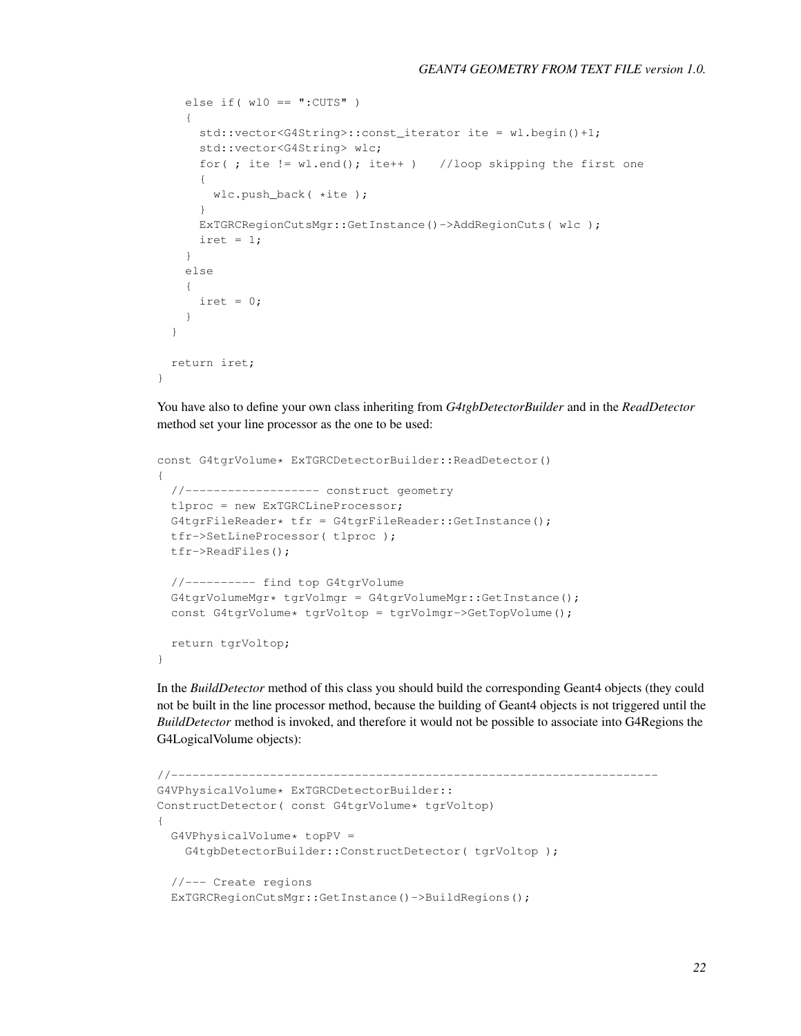```
    else if( wl0 == ":CUTS" )
    {
      std::vector<G4String>::const_iterator ite = wl.begin()+1;
      std::vector<G4String> wlc;
      for( ; ite != wl.end(); ite++ )   //loop skipping the first one
      {
        wlc.push_back( *ite );
      }
      ExTGRCRegionCutsMgr::GetInstance()->AddRegionCuts( wlc );
      iret = 1;
    }
    else
    {
      iret = 0;
    }
  }

  return iret;
}
```

You have also to define your own class inheriting from *G4tgbDetectorBuilder* and in the *ReadDetector* method set your line processor as the one to be used:

```
const G4tgrVolume* ExTGRCDetectorBuilder::ReadDetector()
{
  //------------------- construct geometry
  tlproc = new ExTGRCLineProcessor;
  G4tgrFileReader* tfr = G4tgrFileReader::GetInstance();
  tfr->SetLineProcessor( tlproc );
  tfr->ReadFiles();

  //---------- find top G4tgrVolume
  G4tgrVolumeMgr* tgrVolmgr = G4tgrVolumeMgr::GetInstance();
  const G4tgrVolume* tgrVoltop = tgrVolmgr->GetTopVolume();

  return tgrVoltop;
}
```

In the *BuildDetector* method of this class you should build the corresponding Geant4 objects (they could not be built in the line processor method, because the building of Geant4 objects is not triggered until the *BuildDetector* method is invoked, and therefore it would not be possible to associate into G4Regions the G4LogicalVolume objects):

```
//---------------------------------------------------------------------
G4VPhysicalVolume* ExTGRCDetectorBuilder::
ConstructDetector( const G4tgrVolume* tgrVoltop)
{
  G4VPhysicalVolume* topPV =
    G4tgbDetectorBuilder::ConstructDetector( tgrVoltop );

  //--- Create regions
  ExTGRCRegionCutsMgr::GetInstance()->BuildRegions();
```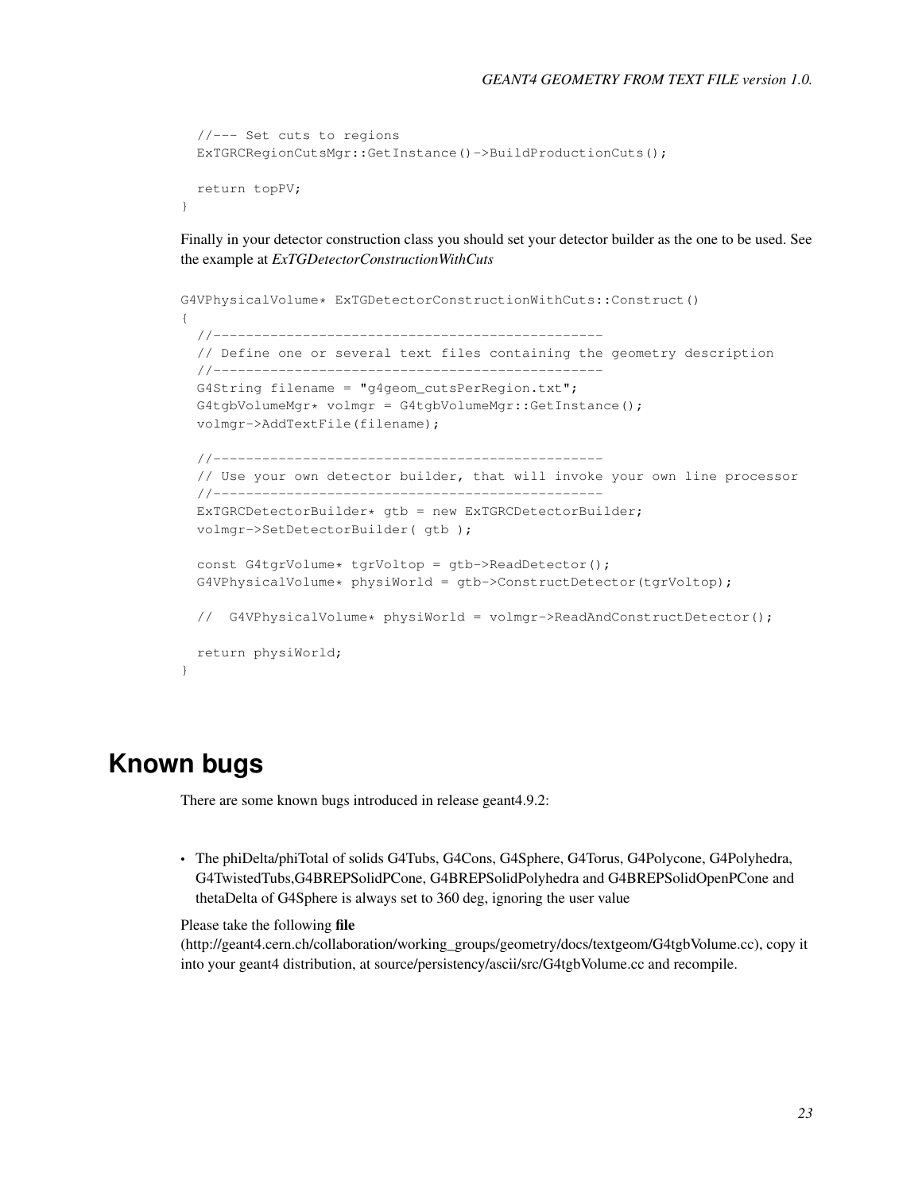```
  //--- Set cuts to regions
  ExTGRCRegionCutsMgr::GetInstance()->BuildProductionCuts();

  return topPV;
}
```

Finally in your detector construction class you should set your detector builder as the one to be used. See the example at *ExTGDetectorConstructionWithCuts*

```
G4VPhysicalVolume* ExTGDetectorConstructionWithCuts::Construct()
{
  //------------------------------------------------
  // Define one or several text files containing the geometry description
  //------------------------------------------------
  G4String filename = "g4geom_cutsPerRegion.txt";
  G4tgbVolumeMgr* volmgr = G4tgbVolumeMgr::GetInstance();
  volmgr->AddTextFile(filename);

  //------------------------------------------------
  // Use your own detector builder, that will invoke your own line processor
  //------------------------------------------------
  ExTGRCDetectorBuilder* gtb = new ExTGRCDetectorBuilder;
  volmgr->SetDetectorBuilder( gtb );

  const G4tgrVolume* tgrVoltop = gtb->ReadDetector();
  G4VPhysicalVolume* physiWorld = gtb->ConstructDetector(tgrVoltop);

  //  G4VPhysicalVolume* physiWorld = volmgr->ReadAndConstructDetector();

  return physiWorld;
}
```

# Known bugs

There are some known bugs introduced in release geant4.9.2:

- The phiDelta/phiTotal of solids G4Tubs, G4Cons, G4Sphere, G4Torus, G4Polycone, G4Polyhedra, G4TwistedTubs,G4BREPSolidPCone, G4BREPSolidPolyhedra and G4BREPSolidOpenPCone and thetaDelta of G4Sphere is always set to 360 deg, ignoring the user value

Please take the following **file** (http://geant4.cern.ch/collaboration/working_groups/geometry/docs/textgeom/G4tgbVolume.cc), copy it into your geant4 distribution, at source/persistency/ascii/src/G4tgbVolume.cc and recompile.